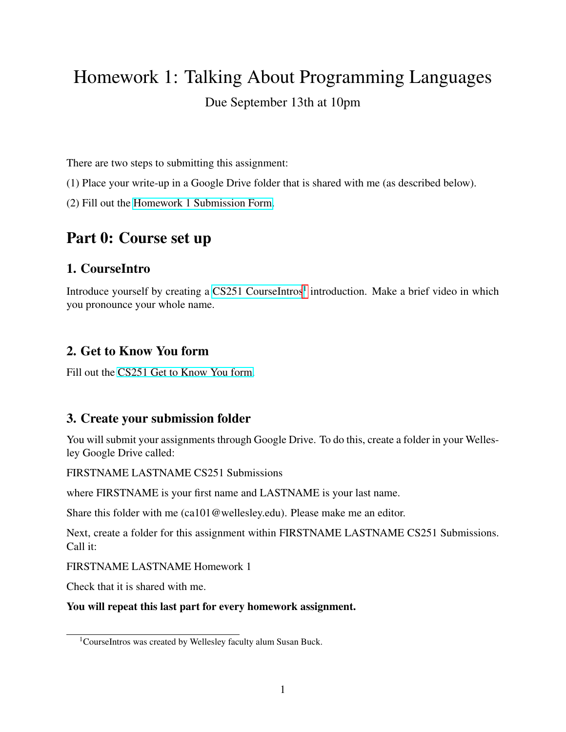# Homework 1: Talking About Programming Languages

Due September 13th at 10pm

There are two steps to submitting this assignment:

(1) Place your write-up in a Google Drive folder that is shared with me (as described below).

(2) Fill out the Homework 1 Submission Form.

## Part 0: Course set up

### 1. CourseIntro

Introduce yourself by creating a CS251 CourseIntros[1] introduction. Make a brief video in which you pronounce your whole name.

### 2. Get to Know You form

Fill out the CS251 Get to Know You form.

### 3. Create your submission folder

You will submit your assignments through Google Drive. To do this, create a folder in your Wellesley Google Drive called:

FIRSTNAME LASTNAME CS251 Submissions

where FIRSTNAME is your first name and LASTNAME is your last name.

Share this folder with me (ca101@wellesley.edu). Please make me an editor.

Next, create a folder for this assignment within FIRSTNAME LASTNAME CS251 Submissions. Call it:

FIRSTNAME LASTNAME Homework 1

Check that it is shared with me.

**You will repeat this last part for every homework assignment.**

---

[1] CourseIntros was created by Wellesley faculty alum Susan Buck.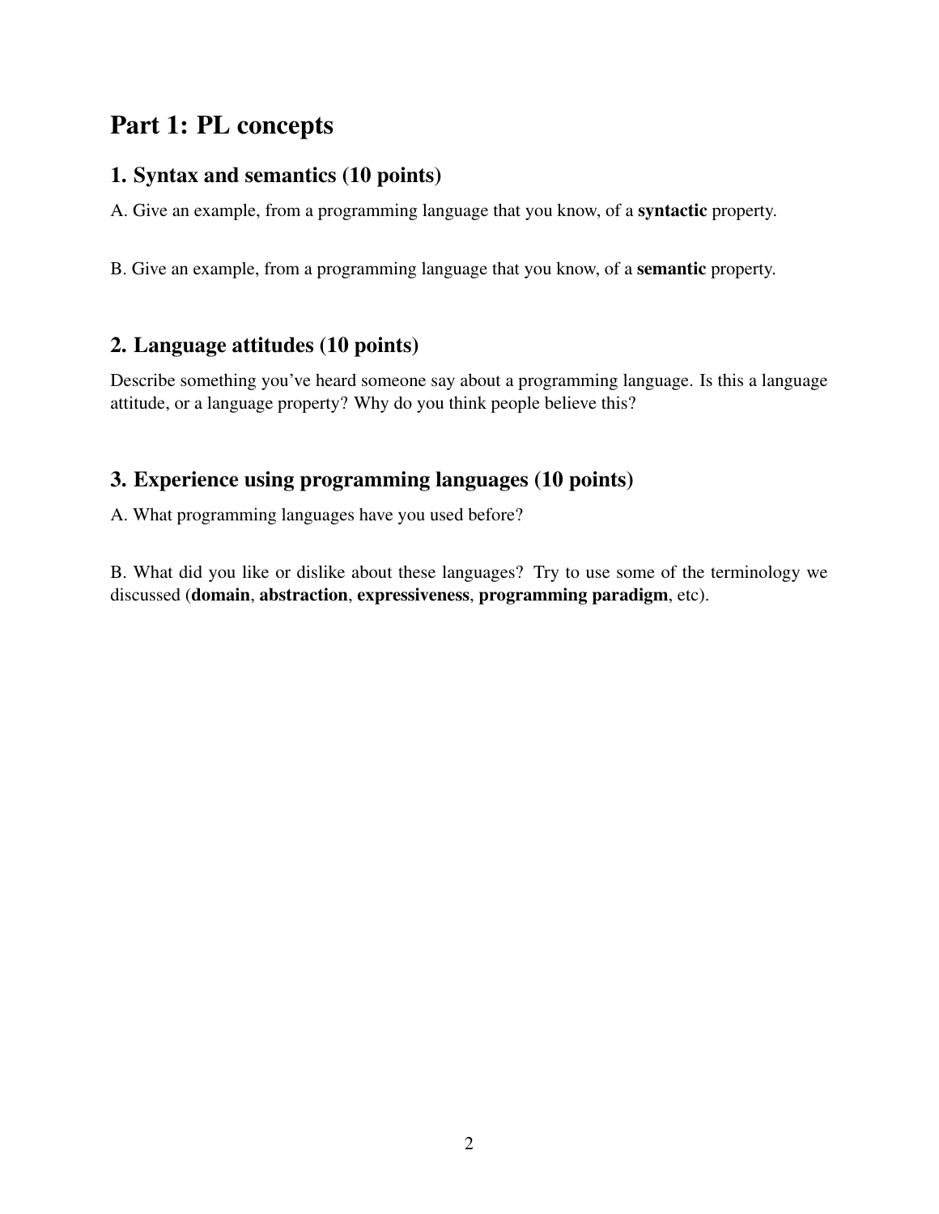# Part 1: PL concepts

## 1. Syntax and semantics (10 points)

A. Give an example, from a programming language that you know, of a **syntactic** property.

B. Give an example, from a programming language that you know, of a **semantic** property.

## 2. Language attitudes (10 points)

Describe something you've heard someone say about a programming language. Is this a language attitude, or a language property? Why do you think people believe this?

## 3. Experience using programming languages (10 points)

A. What programming languages have you used before?

B. What did you like or dislike about these languages? Try to use some of the terminology we discussed (**domain**, **abstraction**, **expressiveness**, **programming paradigm**, etc).